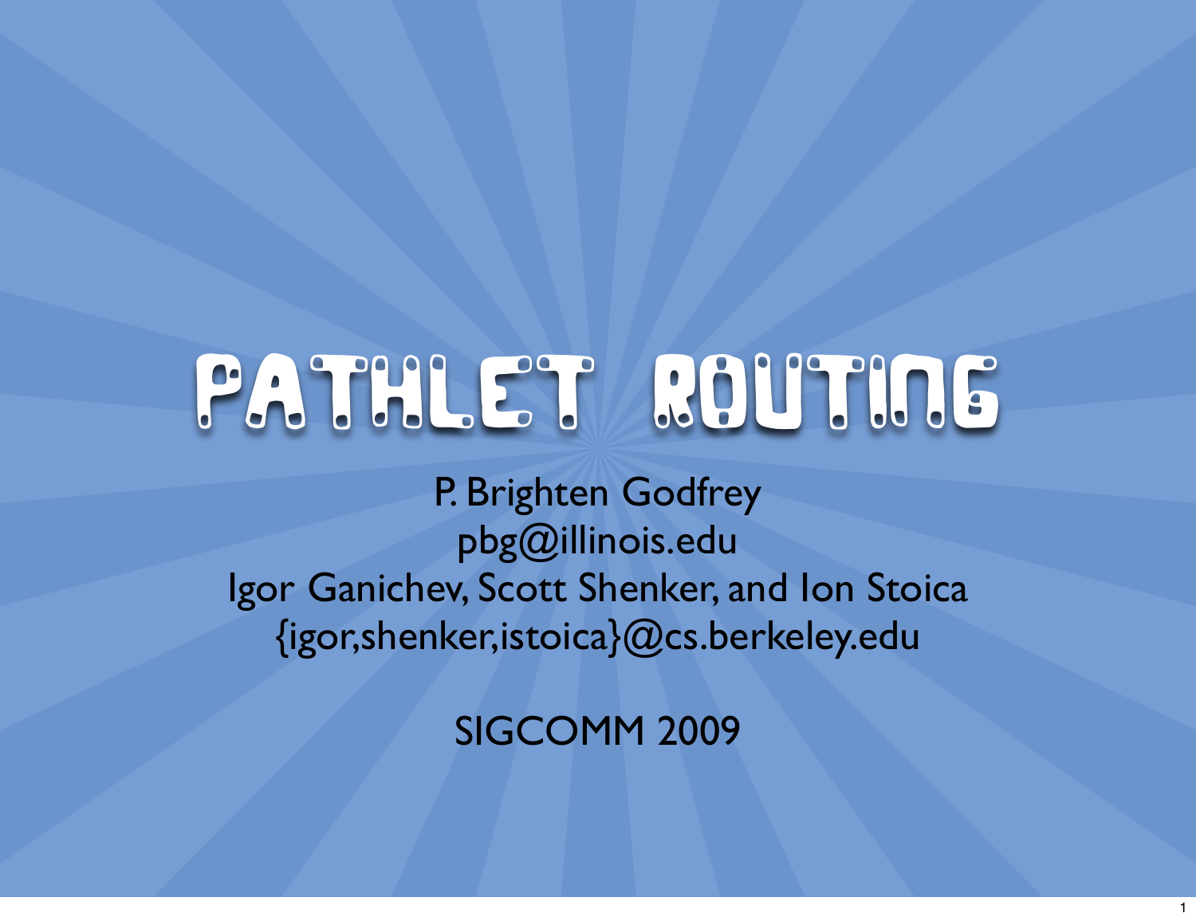# Pathlet Routing

P. Brighten Godfrey
pbg@illinois.edu
Igor Ganichev, Scott Shenker, and Ion Stoica
{igor,shenker,istoica}@cs.berkeley.edu

SIGCOMM 2009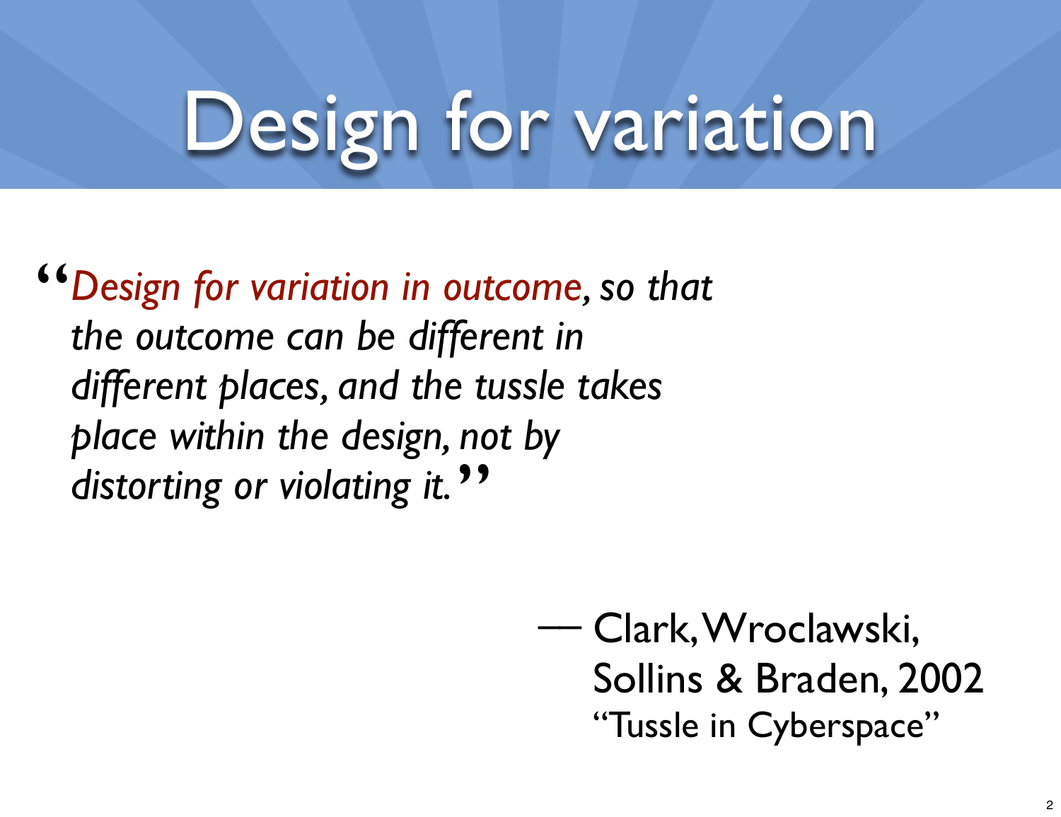# Design for variation

> "*Design for variation in outcome, so that the outcome can be different in different places, and the tussle takes place within the design, not by distorting or violating it.*"

— Clark, Wroclawski, Sollins & Braden, 2002
"Tussle in Cyberspace"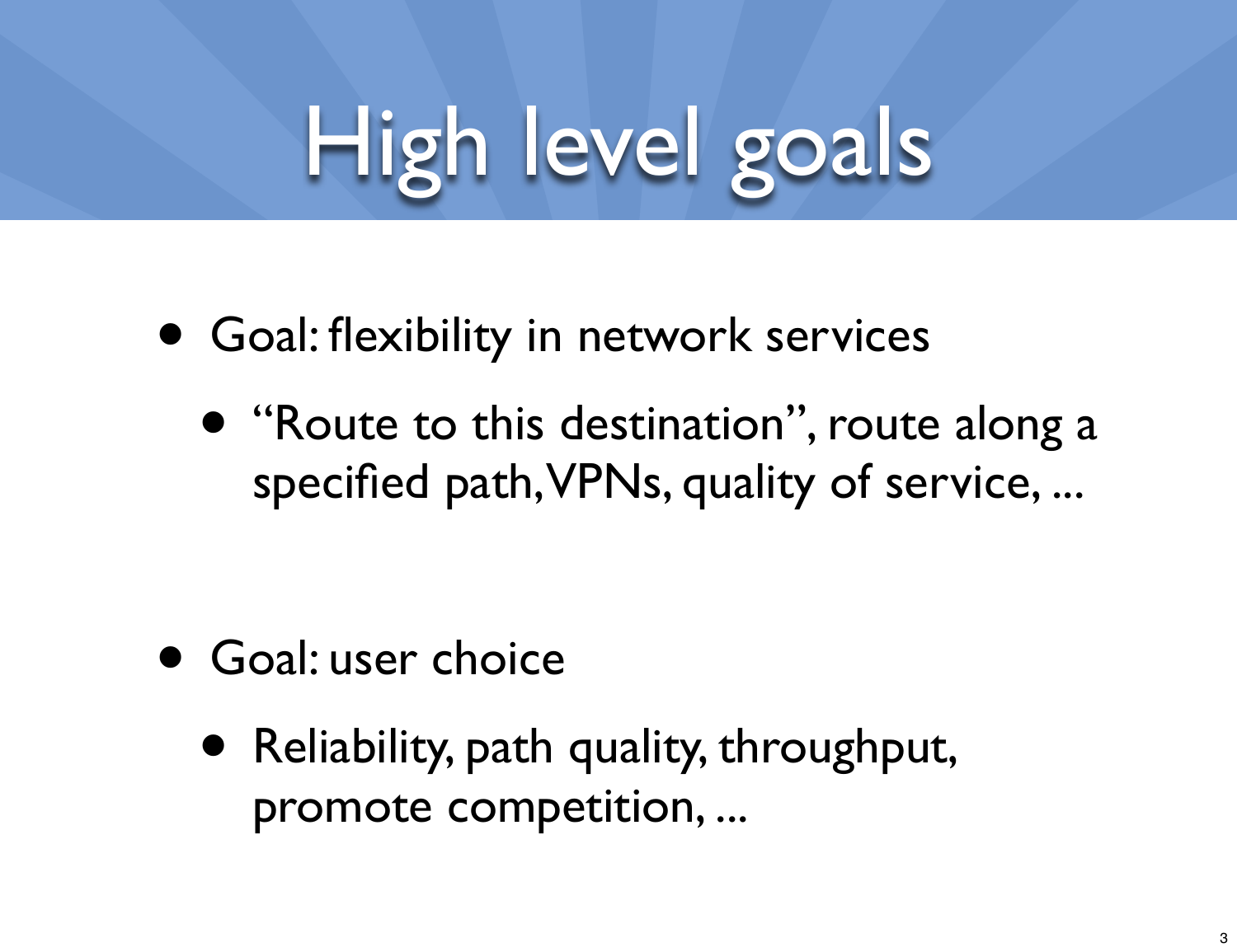# High level goals

- Goal: flexibility in network services
  - “Route to this destination”, route along a specified path, VPNs, quality of service, ...

- Goal: user choice
  - Reliability, path quality, throughput, promote competition, ...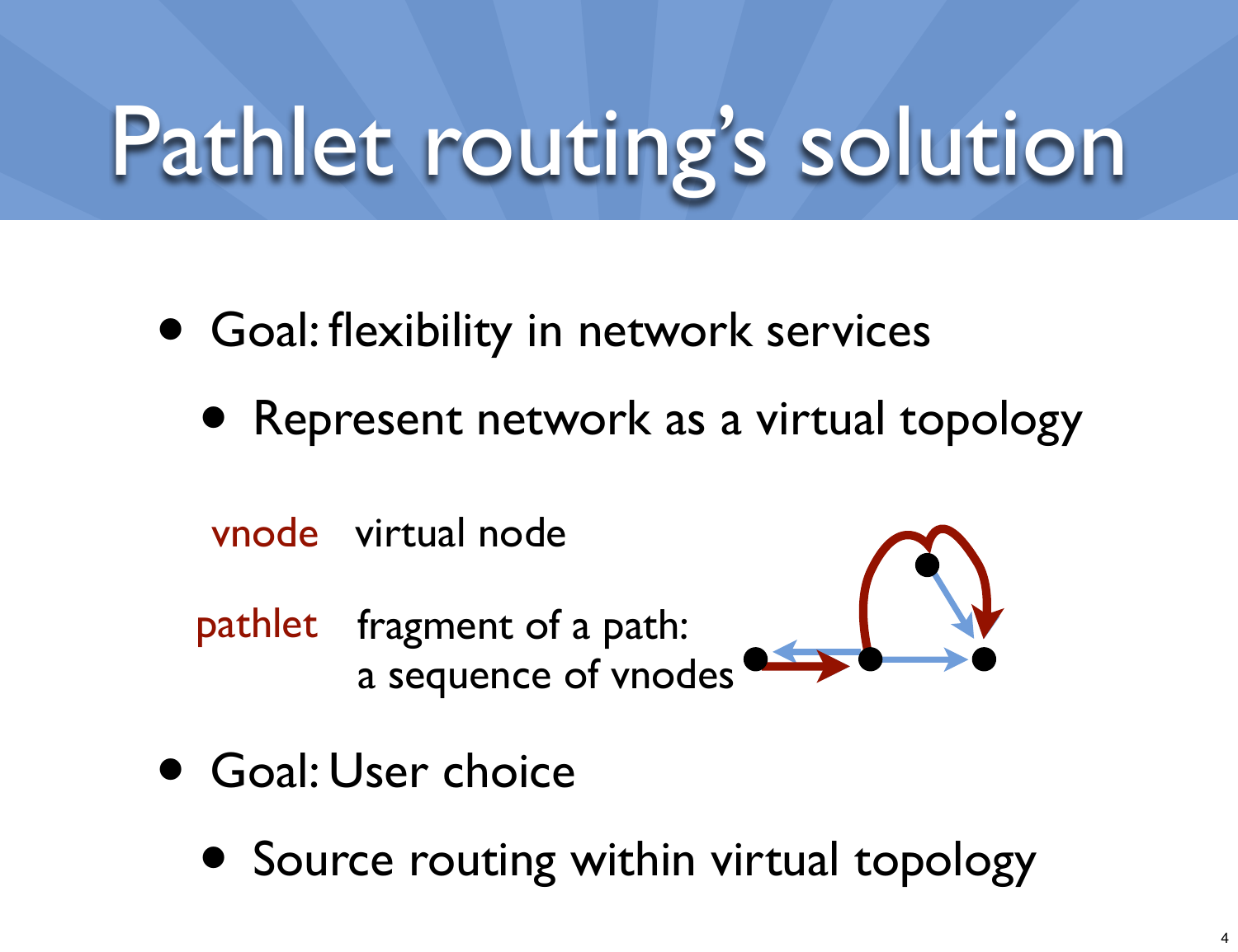# Pathlet routing's solution

- Goal: flexibility in network services
  - Represent network as a virtual topology

**vnode** virtual node

**pathlet** fragment of a path: a sequence of vnodes

- Goal: User choice
  - Source routing within virtual topology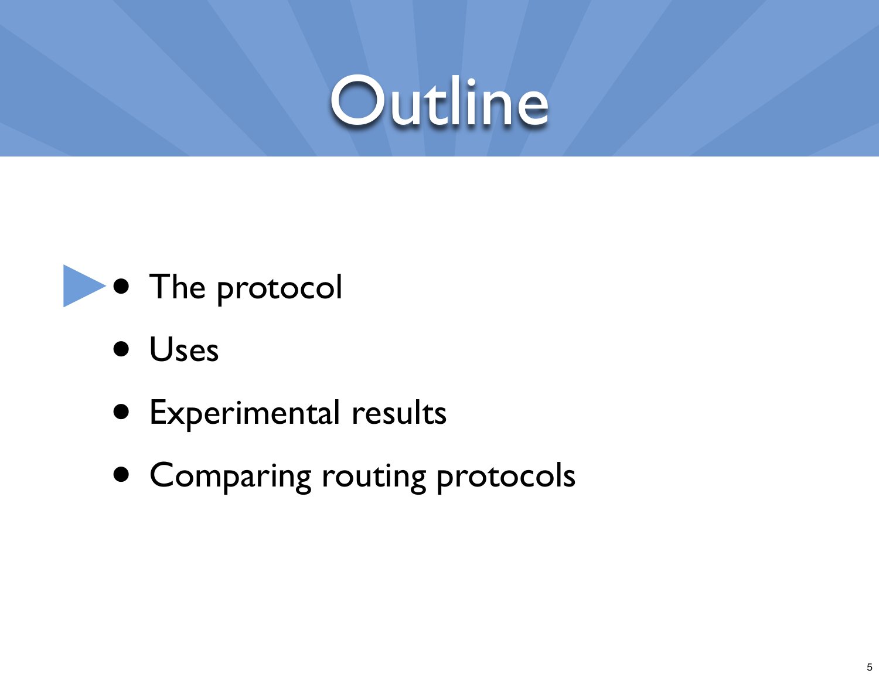# Outline

- The protocol
- Uses
- Experimental results
- Comparing routing protocols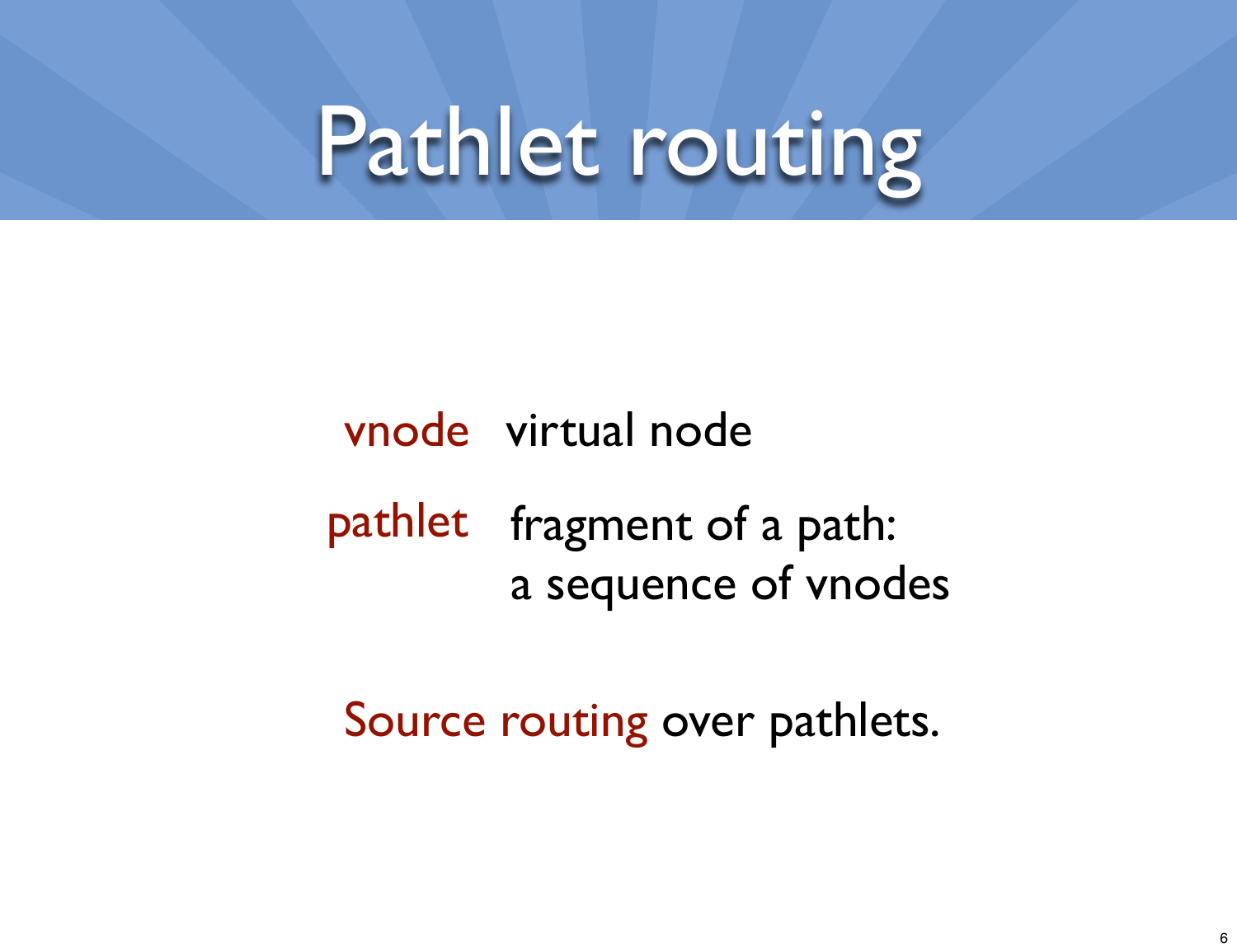# Pathlet routing

**vnode** virtual node

**pathlet** fragment of a path:
a sequence of vnodes

**Source routing** over pathlets.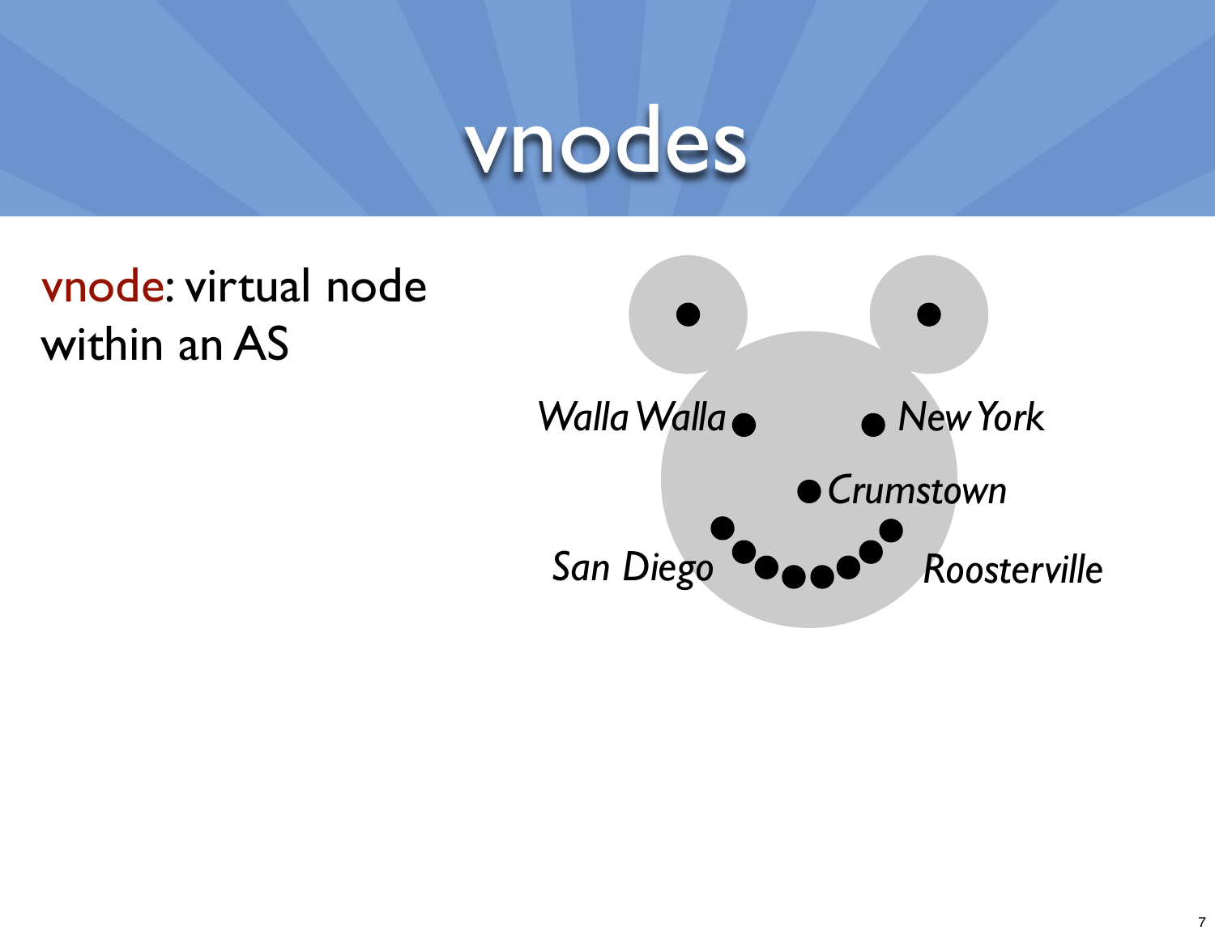# vnodes

vnode: virtual node within an AS

*Walla Walla* *New York*

*Crumstown*

*San Diego* *Roosterville*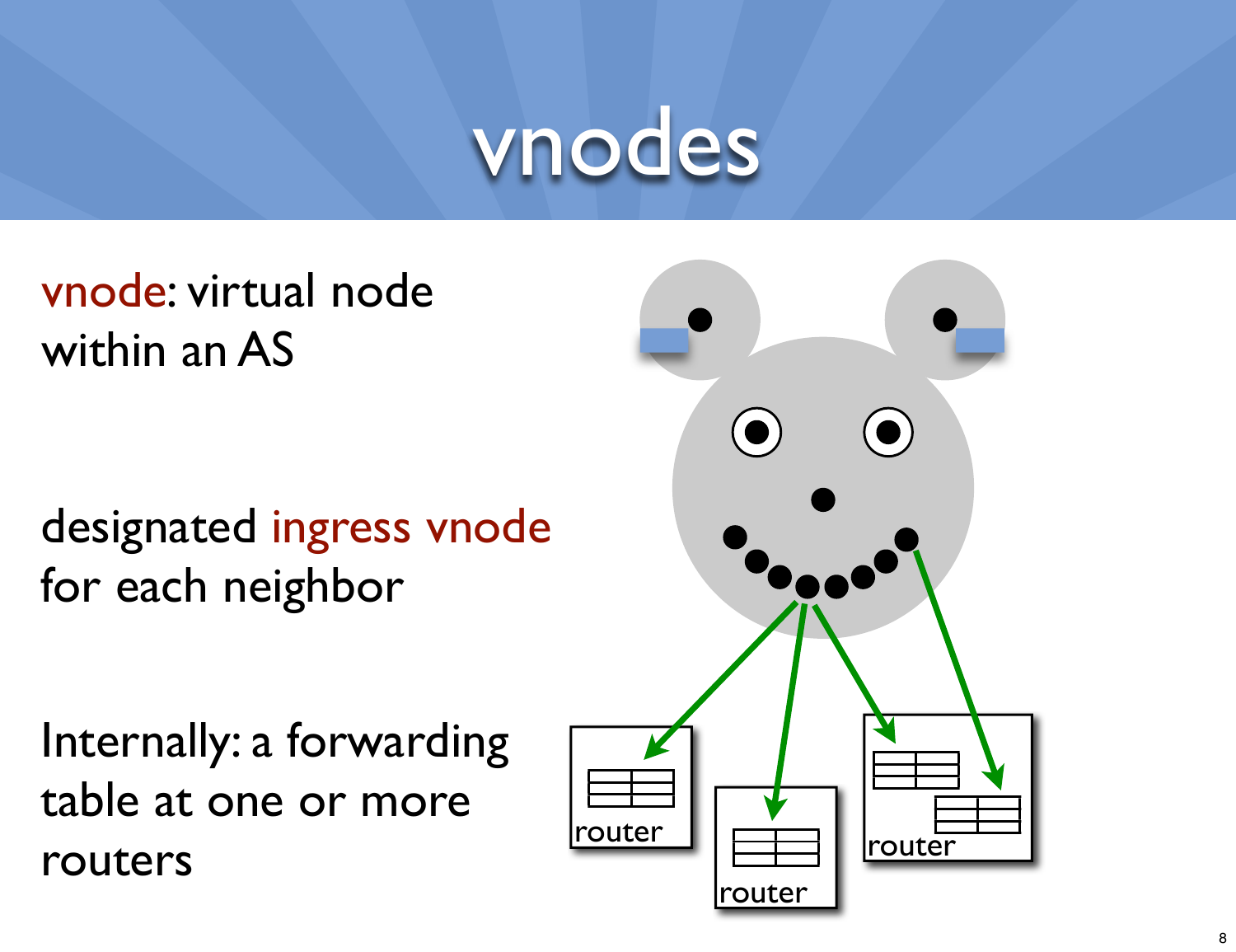# vnodes

vnode: virtual node within an AS

designated ingress vnode for each neighbor

Internally: a forwarding table at one or more routers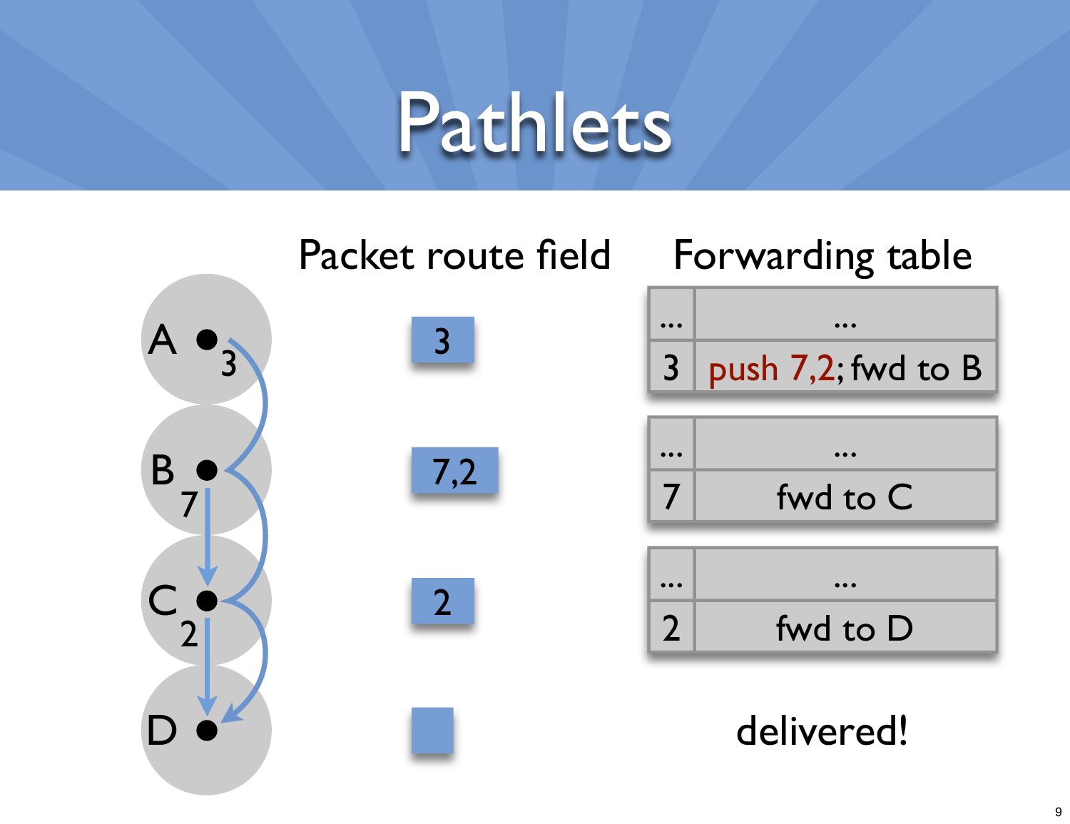# Pathlets

| Node | Packet route field | Forwarding table |
|---|---|---|
| A | 3 | ... : ...<br>3 : push 7,2; fwd to B |
| B | 7,2 | ... : ...<br>7 : fwd to C |
| C | 2 | ... : ...<br>2 : fwd to D |
| D | (empty) | delivered! |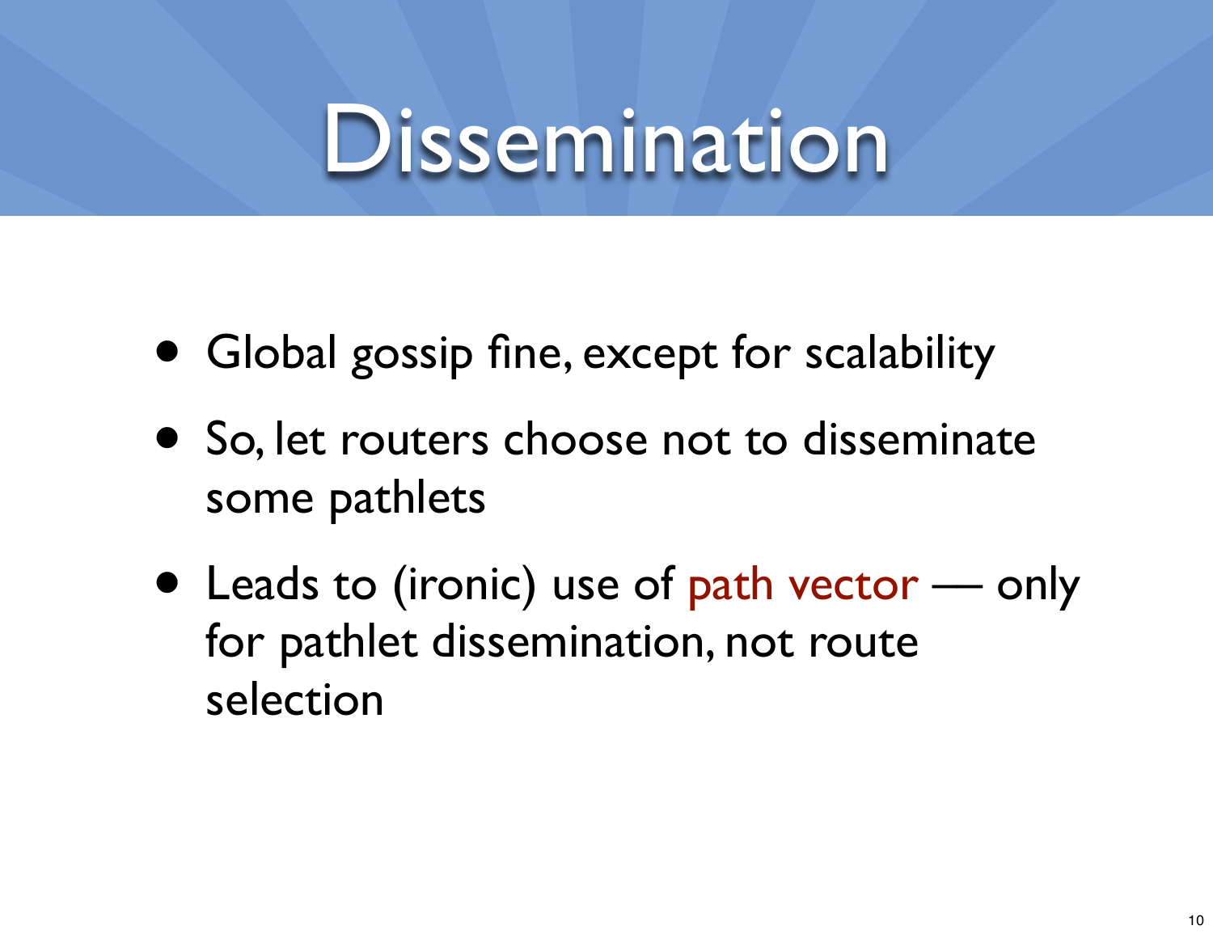# Dissemination

- Global gossip fine, except for scalability
- So, let routers choose not to disseminate some pathlets
- Leads to (ironic) use of path vector — only for pathlet dissemination, not route selection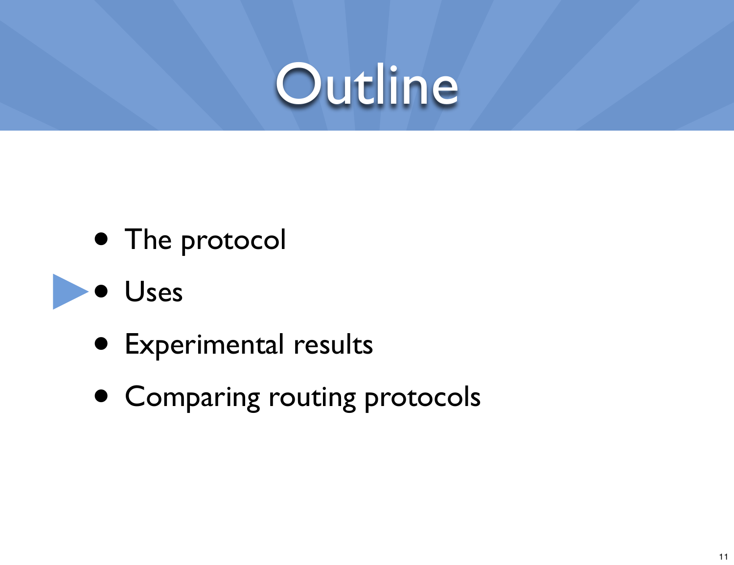# Outline

- The protocol
- Uses
- Experimental results
- Comparing routing protocols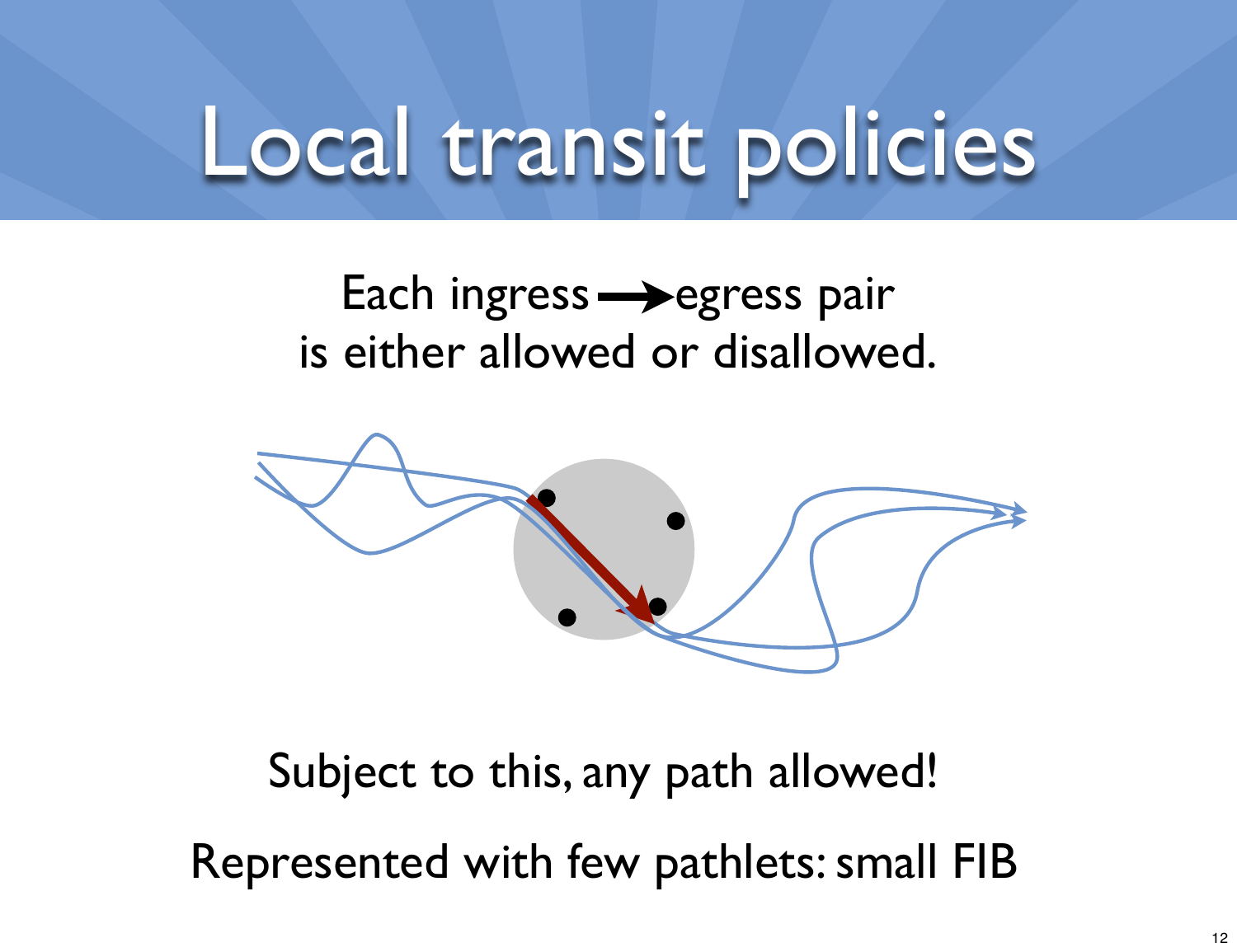# Local transit policies

Each ingress → egress pair
is either allowed or disallowed.

Subject to this, any path allowed!

Represented with few pathlets: small FIB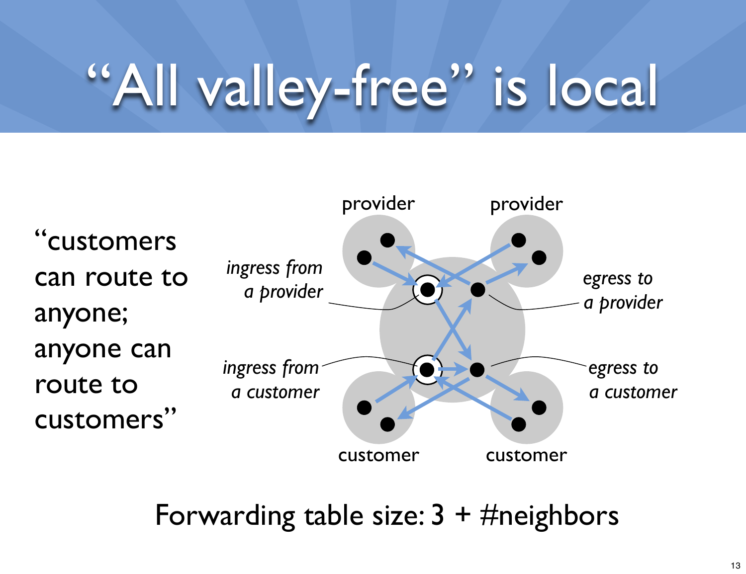# "All valley-free" is local

"customers can route to anyone; anyone can route to customers"

provider

provider

*ingress from a provider*

*egress to a provider*

*ingress from a customer*

*egress to a customer*

customer

customer

Forwarding table size: 3 + #neighbors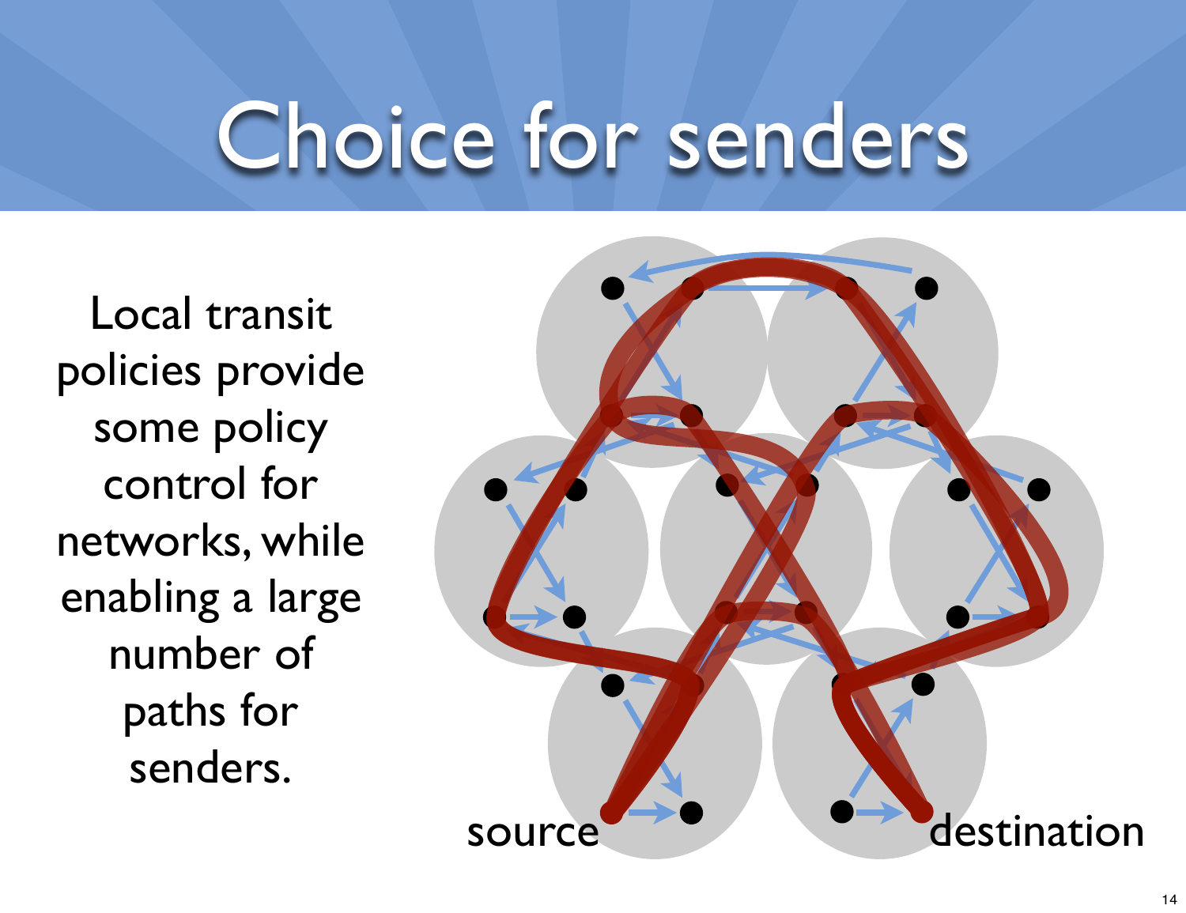# Choice for senders

Local transit policies provide some policy control for networks, while enabling a large number of paths for senders.

source

destination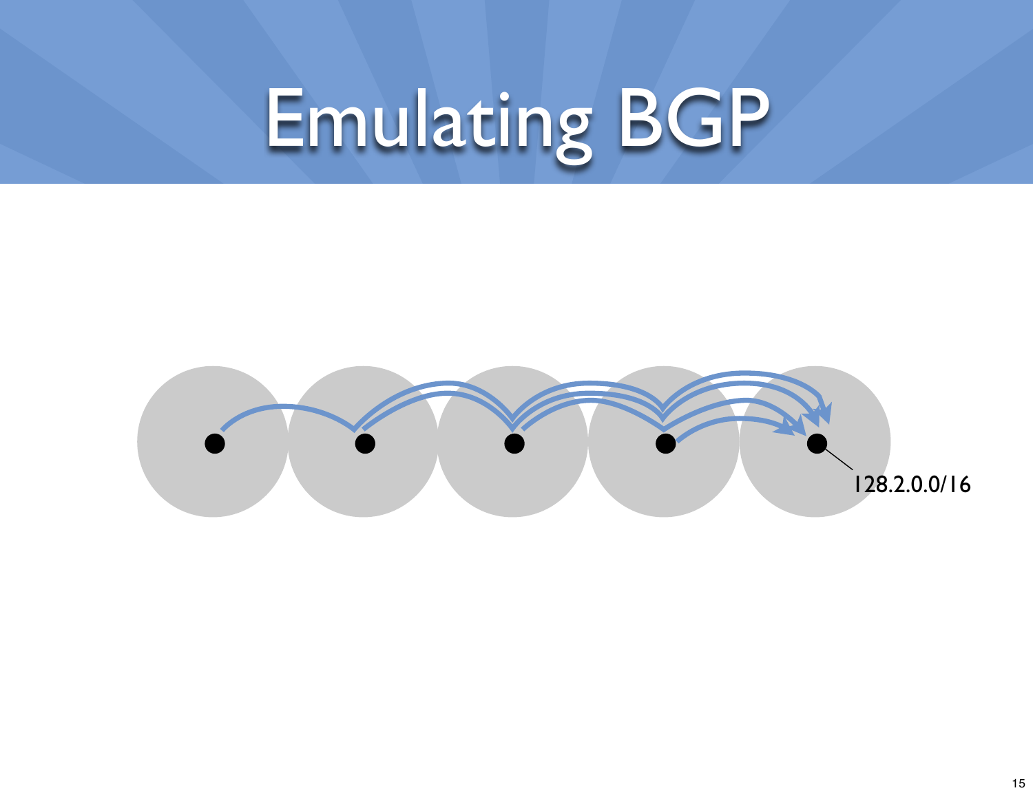# Emulating BGP

128.2.0.0/16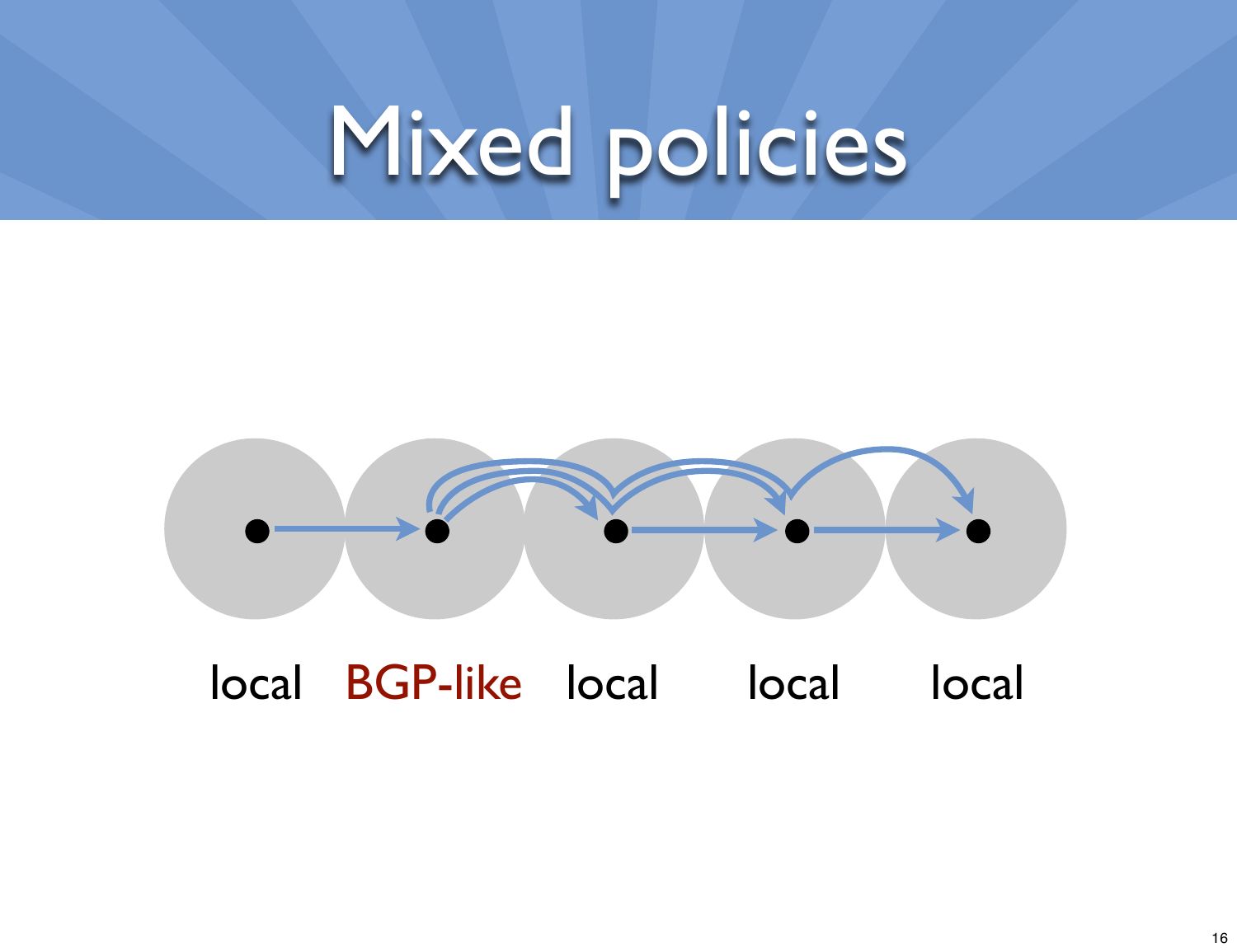# Mixed policies

local BGP-like local local local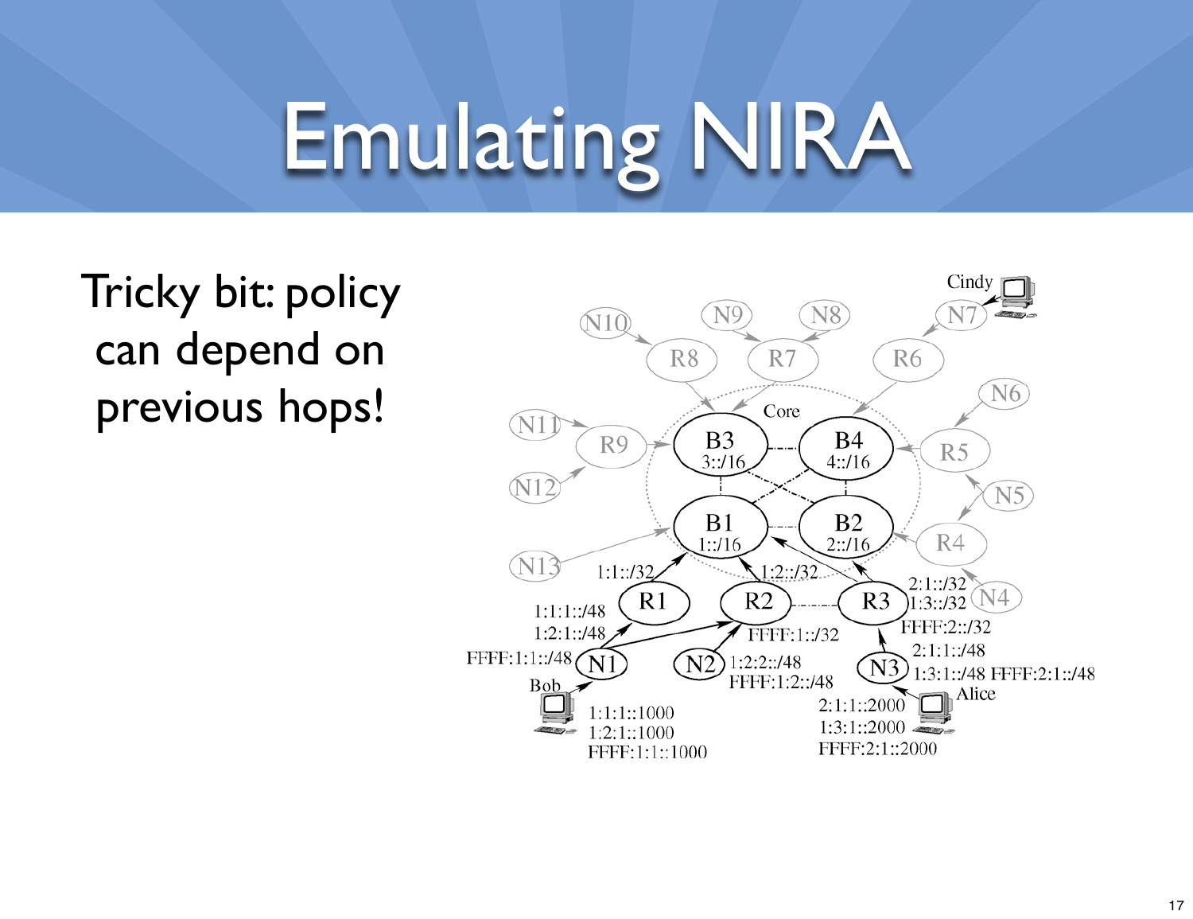# Emulating NIRA

Tricky bit: policy can depend on previous hops!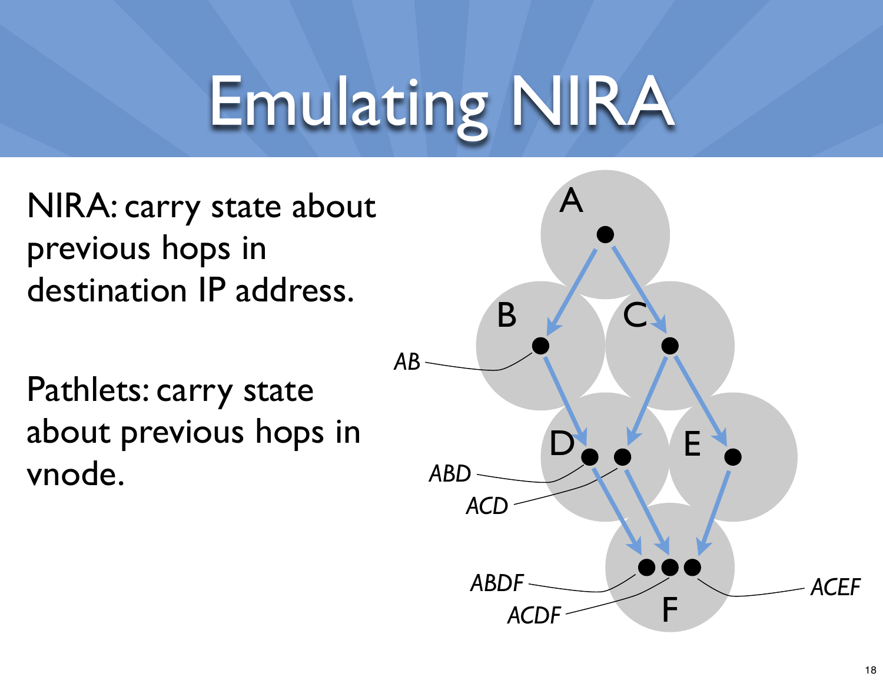# Emulating NIRA

NIRA: carry state about previous hops in destination IP address.

Pathlets: carry state about previous hops in vnode.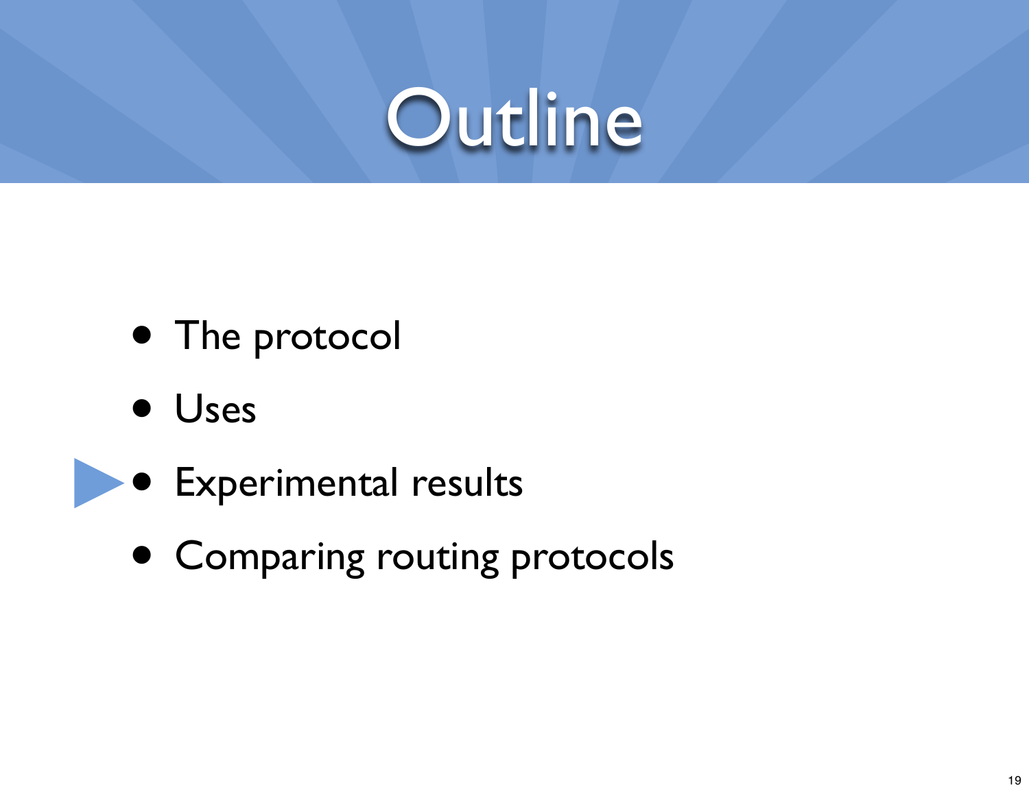# Outline

- The protocol
- Uses
- Experimental results
- Comparing routing protocols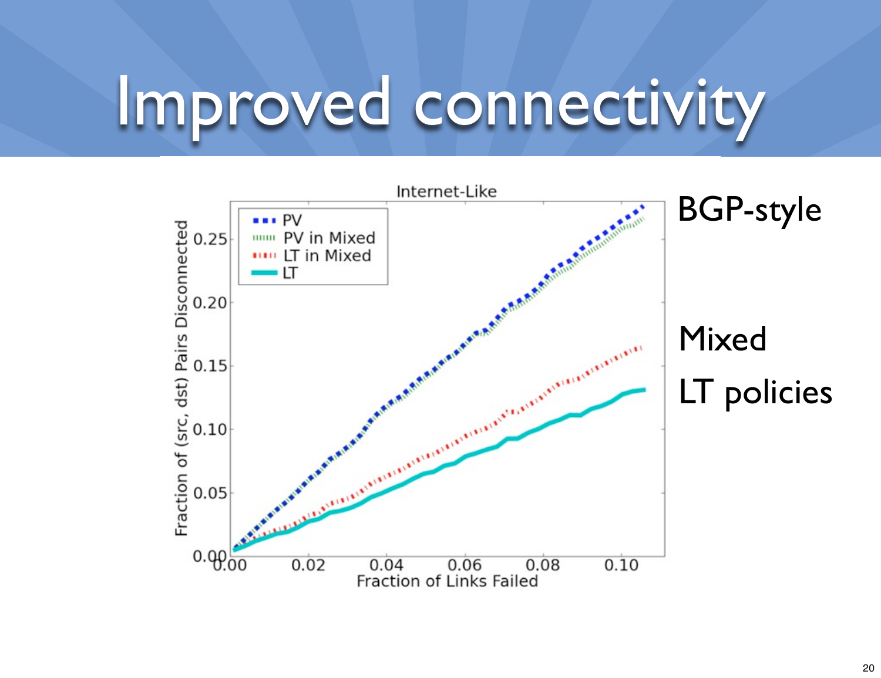# Improved connectivity

Internet-Like

- PV
- PV in Mixed
- LT in Mixed
- LT

Fraction of (src, dst) Pairs Disconnected

0.00, 0.05, 0.10, 0.15, 0.20, 0.25

Fraction of Links Failed

0.00, 0.02, 0.04, 0.06, 0.08, 0.10

BGP-style

Mixed

LT policies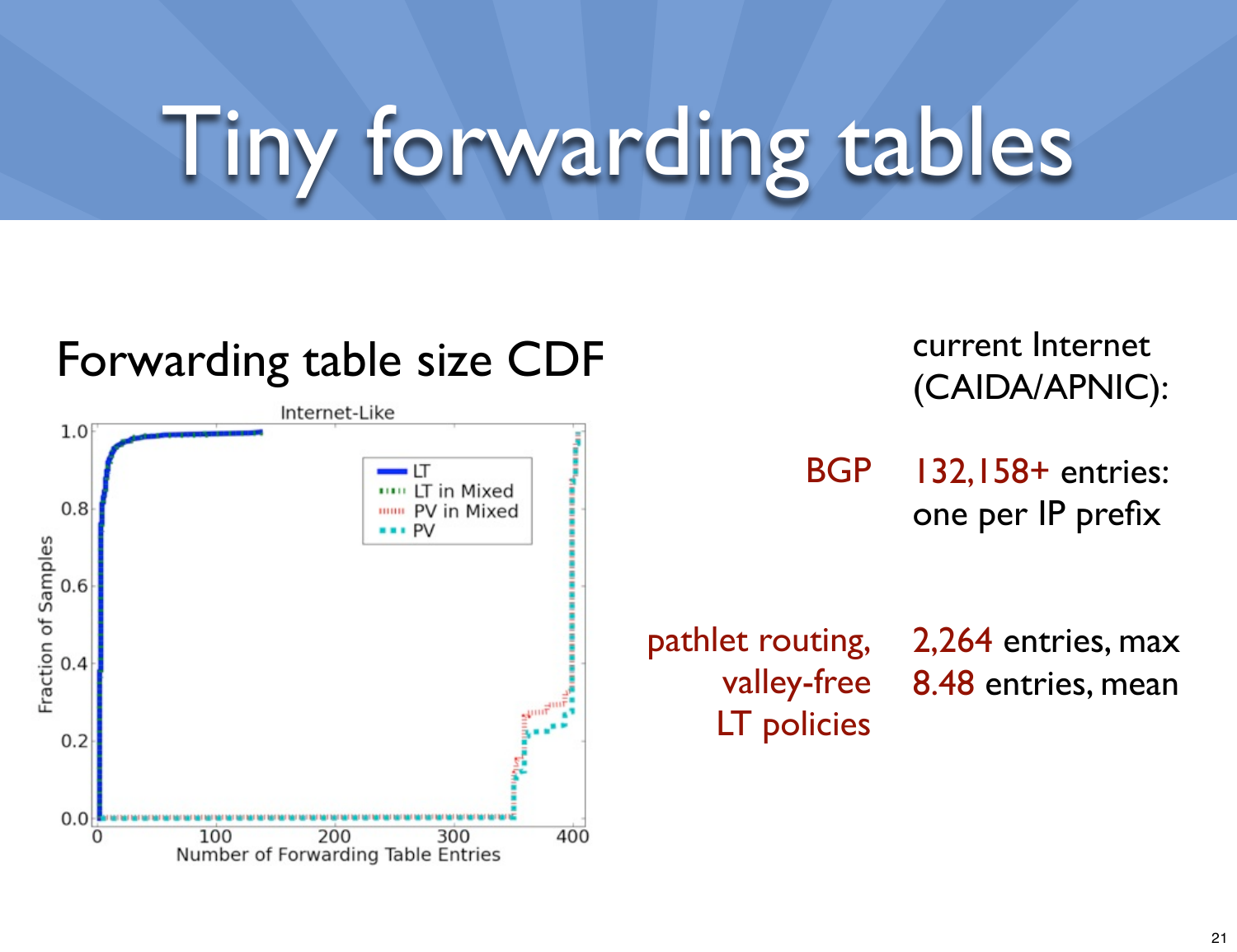# Tiny forwarding tables

## Forwarding table size CDF

Internet-Like

Fraction of Samples

Number of Forwarding Table Entries

LT

LT in Mixed

PV in Mixed

PV

current Internet (CAIDA/APNIC):

| | |
|---|---|
| BGP | 132,158+ entries: one per IP prefix |
| pathlet routing, valley-free LT policies | 2,264 entries, max<br>8.48 entries, mean |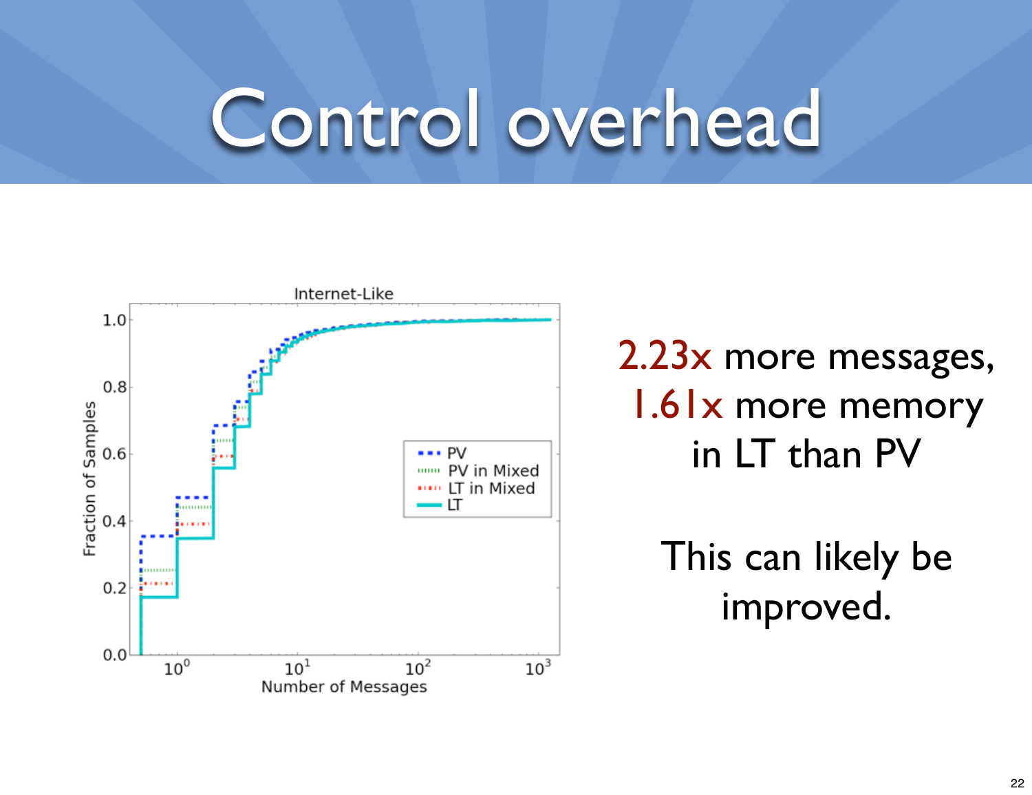# Control overhead

2.23x more messages, 1.61x more memory in LT than PV

This can likely be improved.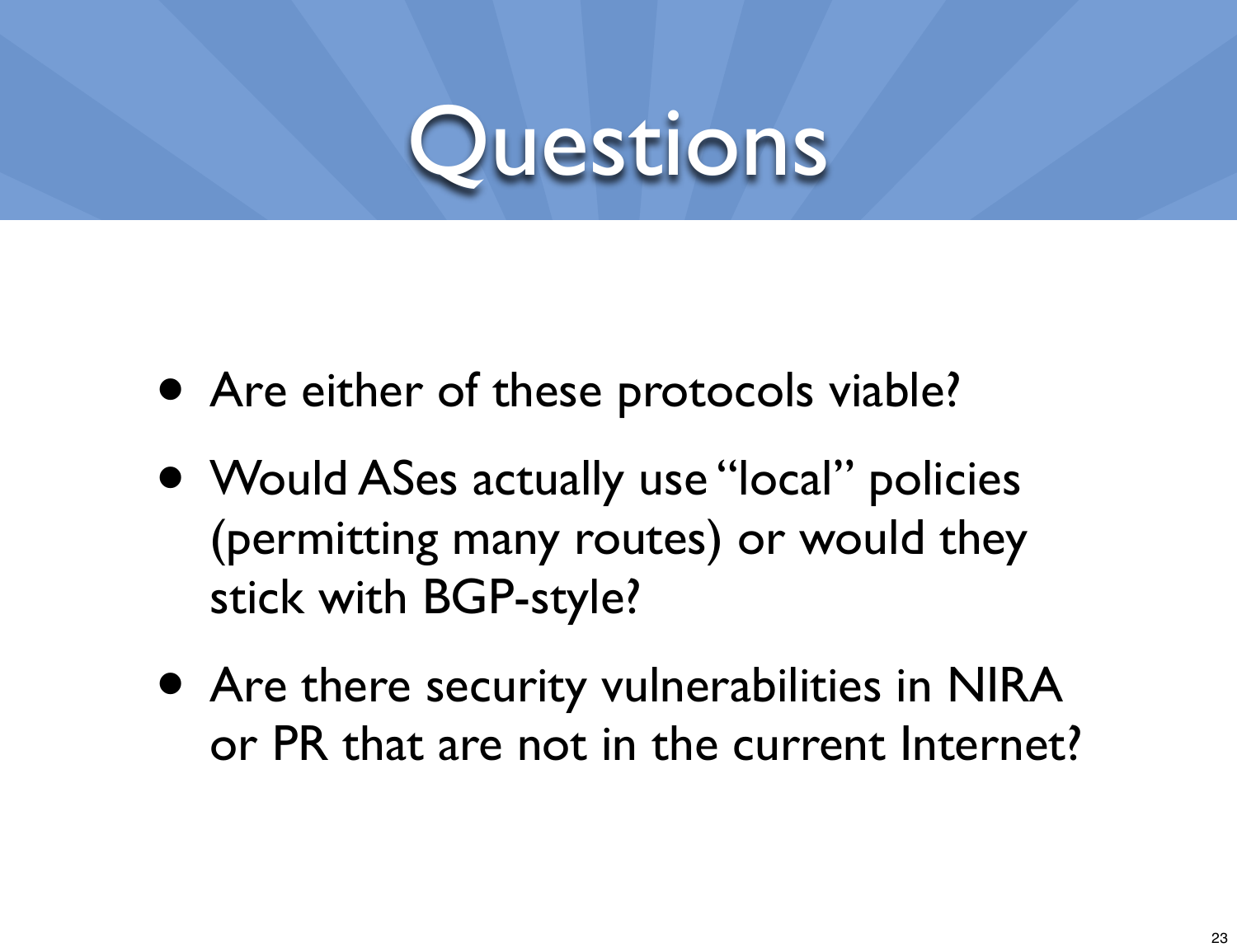# Questions

- Are either of these protocols viable?
- Would ASes actually use "local" policies (permitting many routes) or would they stick with BGP-style?
- Are there security vulnerabilities in NIRA or PR that are not in the current Internet?